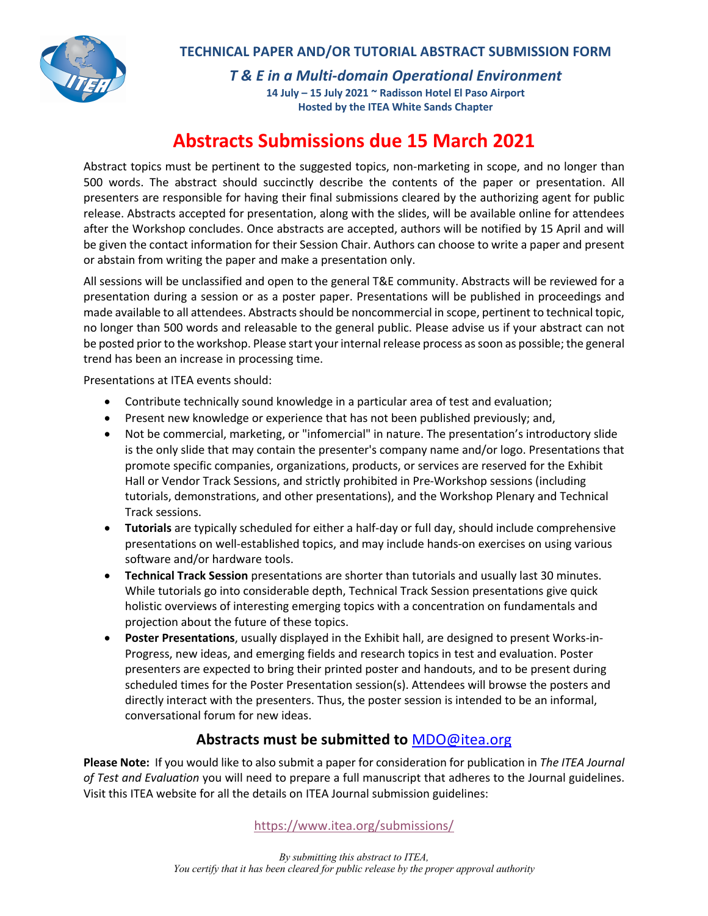# TECHNICAL PAPER AND/OR TUTORIAL ABSTRACT SUBMISSION FORM

### *T & E in a Multi-domain Operational Environment*

**14 July – 15 July 2021 ~ Radisson Hotel El Paso Airport**
**Hosted by the ITEA White Sands Chapter**

# Abstracts Submissions due 15 March 2021

Abstract topics must be pertinent to the suggested topics, non-marketing in scope, and no longer than 500 words. The abstract should succinctly describe the contents of the paper or presentation. All presenters are responsible for having their final submissions cleared by the authorizing agent for public release. Abstracts accepted for presentation, along with the slides, will be available online for attendees after the Workshop concludes. Once abstracts are accepted, authors will be notified by 15 April and will be given the contact information for their Session Chair. Authors can choose to write a paper and present or abstain from writing the paper and make a presentation only.

All sessions will be unclassified and open to the general T&E community. Abstracts will be reviewed for a presentation during a session or as a poster paper. Presentations will be published in proceedings and made available to all attendees. Abstracts should be noncommercial in scope, pertinent to technical topic, no longer than 500 words and releasable to the general public. Please advise us if your abstract can not be posted prior to the workshop. Please start your internal release process as soon as possible; the general trend has been an increase in processing time.

Presentations at ITEA events should:

- Contribute technically sound knowledge in a particular area of test and evaluation;
- Present new knowledge or experience that has not been published previously; and,
- Not be commercial, marketing, or "infomercial" in nature. The presentation's introductory slide is the only slide that may contain the presenter's company name and/or logo. Presentations that promote specific companies, organizations, products, or services are reserved for the Exhibit Hall or Vendor Track Sessions, and strictly prohibited in Pre-Workshop sessions (including tutorials, demonstrations, and other presentations), and the Workshop Plenary and Technical Track sessions.
- **Tutorials** are typically scheduled for either a half-day or full day, should include comprehensive presentations on well-established topics, and may include hands-on exercises on using various software and/or hardware tools.
- **Technical Track Session** presentations are shorter than tutorials and usually last 30 minutes. While tutorials go into considerable depth, Technical Track Session presentations give quick holistic overviews of interesting emerging topics with a concentration on fundamentals and projection about the future of these topics.
- **Poster Presentations**, usually displayed in the Exhibit hall, are designed to present Works-in-Progress, new ideas, and emerging fields and research topics in test and evaluation. Poster presenters are expected to bring their printed poster and handouts, and to be present during scheduled times for the Poster Presentation session(s). Attendees will browse the posters and directly interact with the presenters. Thus, the poster session is intended to be an informal, conversational forum for new ideas.

## Abstracts must be submitted to MDO@itea.org

**Please Note:** If you would like to also submit a paper for consideration for publication in *The ITEA Journal of Test and Evaluation* you will need to prepare a full manuscript that adheres to the Journal guidelines. Visit this ITEA website for all the details on ITEA Journal submission guidelines:

https://www.itea.org/submissions/

*By submitting this abstract to ITEA,*
*You certify that it has been cleared for public release by the proper approval authority*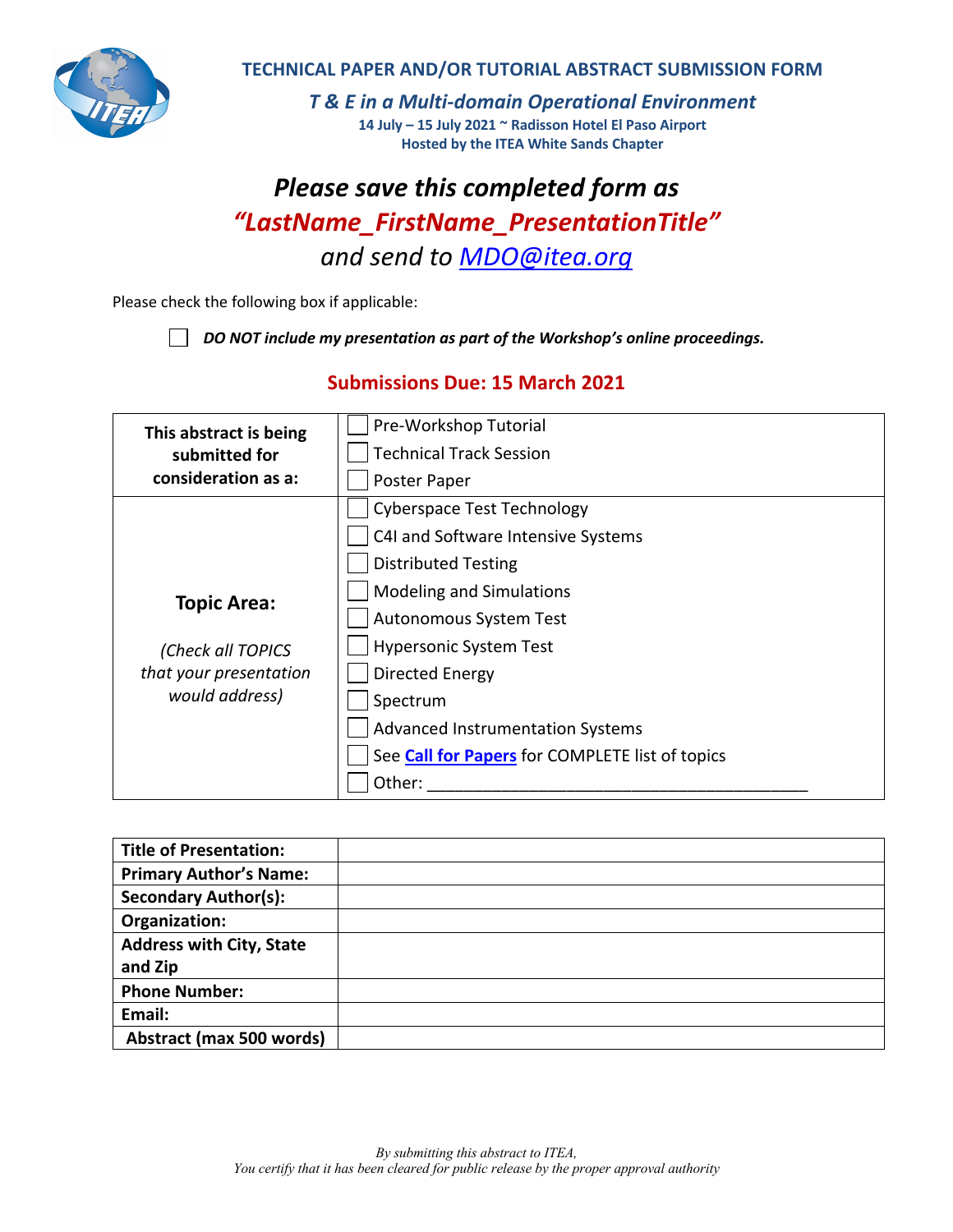# TECHNICAL PAPER AND/OR TUTORIAL ABSTRACT SUBMISSION FORM

## *T & E in a Multi-domain Operational Environment*

**14 July – 15 July 2021 ~ Radisson Hotel El Paso Airport**
**Hosted by the ITEA White Sands Chapter**

## *Please save this completed form as "LastName_FirstName_PresentationTitle" and send to MDO@itea.org*

Please check the following box if applicable:

☐ ***DO NOT include my presentation as part of the Workshop's online proceedings.***

## Submissions Due: 15 March 2021

| | |
|---|---|
| **This abstract is being submitted for consideration as a:** | ☐ Pre-Workshop Tutorial<br>☐ Technical Track Session<br>☐ Poster Paper |
| **Topic Area:**<br><br>*(Check all TOPICS that your presentation would address)* | ☐ Cyberspace Test Technology<br>☐ C4I and Software Intensive Systems<br>☐ Distributed Testing<br>☐ Modeling and Simulations<br>☐ Autonomous System Test<br>☐ Hypersonic System Test<br>☐ Directed Energy<br>☐ Spectrum<br>☐ Advanced Instrumentation Systems<br>☐ See **Call for Papers** for COMPLETE list of topics<br>☐ Other: ________________________________________ |

| | |
|---|---|
| **Title of Presentation:** | |
| **Primary Author's Name:** | |
| **Secondary Author(s):** | |
| **Organization:** | |
| **Address with City, State and Zip** | |
| **Phone Number:** | |
| **Email:** | |
| **Abstract (max 500 words)** | |

*By submitting this abstract to ITEA,*
*You certify that it has been cleared for public release by the proper approval authority*